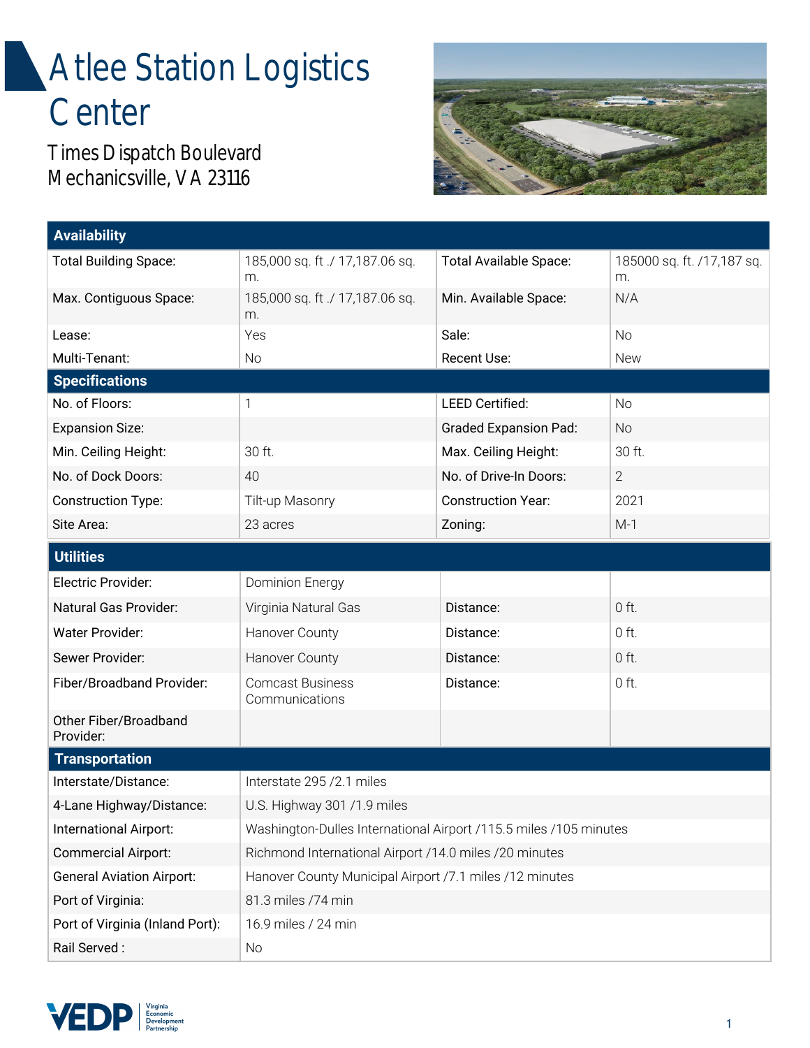# Atlee Station Logistics Center

Times Dispatch Boulevard
Mechanicsville, VA 23116

| Availability | | | |
|---|---|---|---|
| Total Building Space: | 185,000 sq. ft ./ 17,187.06 sq. m. | Total Available Space: | 185000 sq. ft. /17,187 sq. m. |
| Max. Contiguous Space: | 185,000 sq. ft ./ 17,187.06 sq. m. | Min. Available Space: | N/A |
| Lease: | Yes | Sale: | No |
| Multi-Tenant: | No | Recent Use: | New |

| Specifications | | | |
|---|---|---|---|
| No. of Floors: | 1 | LEED Certified: | No |
| Expansion Size: | | Graded Expansion Pad: | No |
| Min. Ceiling Height: | 30 ft. | Max. Ceiling Height: | 30 ft. |
| No. of Dock Doors: | 40 | No. of Drive-In Doors: | 2 |
| Construction Type: | Tilt-up Masonry | Construction Year: | 2021 |
| Site Area: | 23 acres | Zoning: | M-1 |

| Utilities | | | |
|---|---|---|---|
| Electric Provider: | Dominion Energy | | |
| Natural Gas Provider: | Virginia Natural Gas | Distance: | 0 ft. |
| Water Provider: | Hanover County | Distance: | 0 ft. |
| Sewer Provider: | Hanover County | Distance: | 0 ft. |
| Fiber/Broadband Provider: | Comcast Business Communications | Distance: | 0 ft. |
| Other Fiber/Broadband Provider: | | | |

| Transportation | |
|---|---|
| Interstate/Distance: | Interstate 295 /2.1 miles |
| 4-Lane Highway/Distance: | U.S. Highway 301 /1.9 miles |
| International Airport: | Washington-Dulles International Airport /115.5 miles /105 minutes |
| Commercial Airport: | Richmond International Airport /14.0 miles /20 minutes |
| General Aviation Airport: | Hanover County Municipal Airport /7.1 miles /12 minutes |
| Port of Virginia: | 81.3 miles /74 min |
| Port of Virginia (Inland Port): | 16.9 miles / 24 min |
| Rail Served : | No |

VEDP Virginia Economic Development Partnership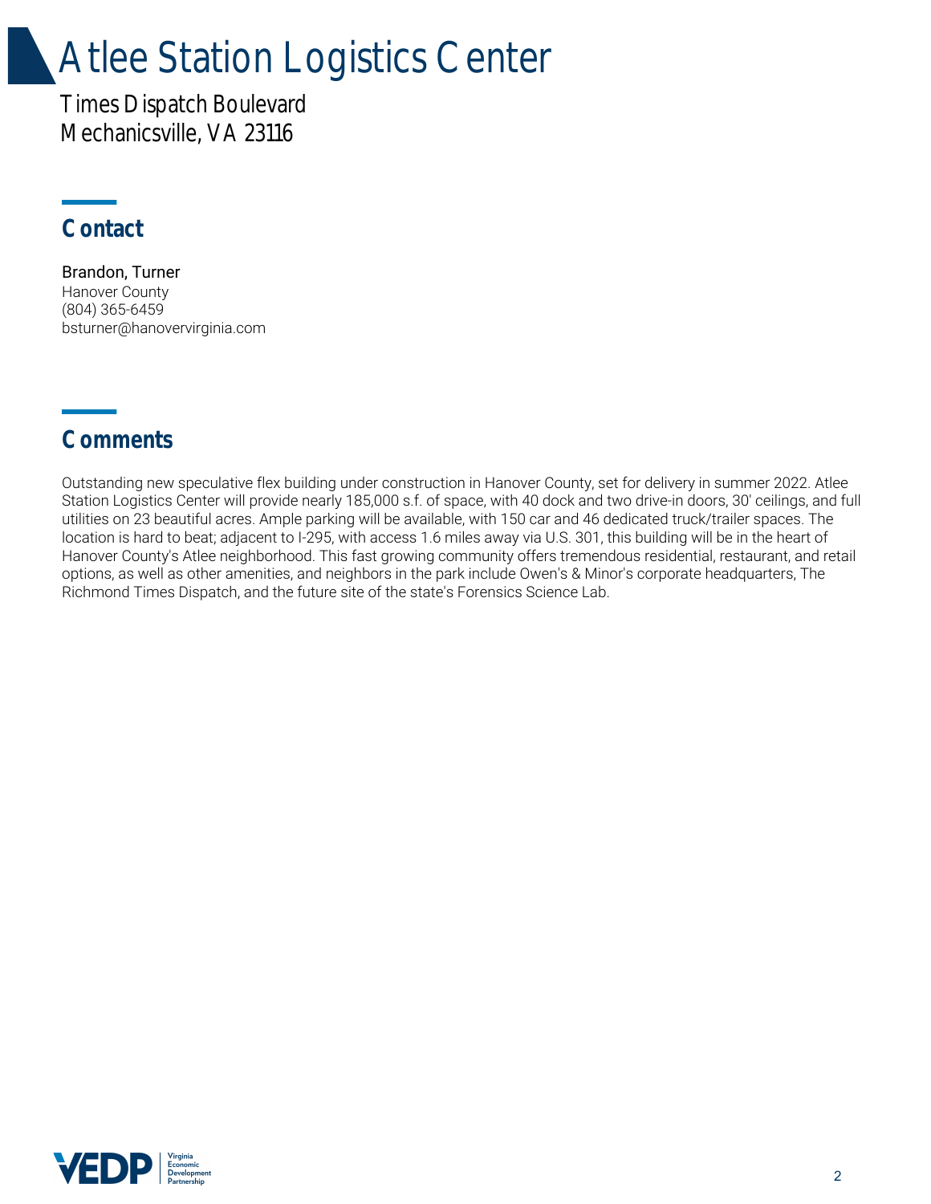# Atlee Station Logistics Center

Times Dispatch Boulevard
Mechanicsville, VA 23116

## Contact

Brandon, Turner
Hanover County
(804) 365-6459
bsturner@hanovervirginia.com

## Comments

Outstanding new speculative flex building under construction in Hanover County, set for delivery in summer 2022. Atlee Station Logistics Center will provide nearly 185,000 s.f. of space, with 40 dock and two drive-in doors, 30' ceilings, and full utilities on 23 beautiful acres. Ample parking will be available, with 150 car and 46 dedicated truck/trailer spaces. The location is hard to beat; adjacent to I-295, with access 1.6 miles away via U.S. 301, this building will be in the heart of Hanover County's Atlee neighborhood. This fast growing community offers tremendous residential, restaurant, and retail options, as well as other amenities, and neighbors in the park include Owen's & Minor's corporate headquarters, The Richmond Times Dispatch, and the future site of the state's Forensics Science Lab.